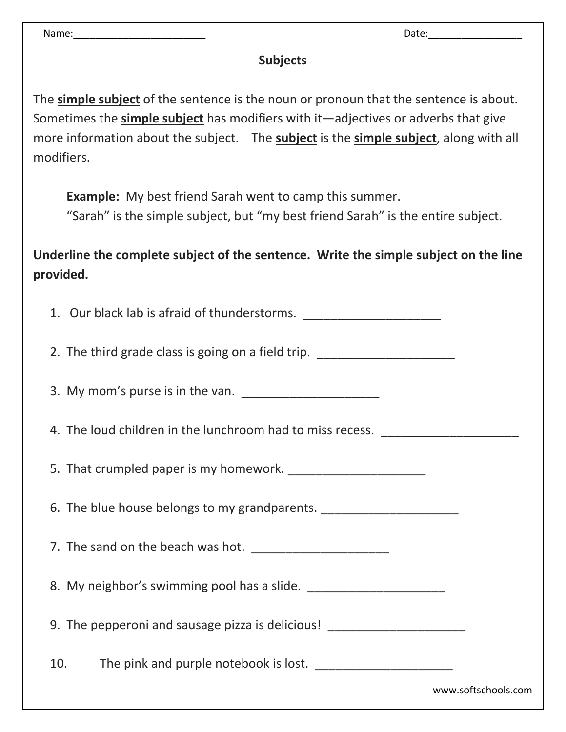Name:________________________ Date:_________________

# Subjects

The **simple subject** of the sentence is the noun or pronoun that the sentence is about. Sometimes the **simple subject** has modifiers with it—adjectives or adverbs that give more information about the subject. The **subject** is the **simple subject**, along with all modifiers.

> **Example:** My best friend Sarah went to camp this summer.
> "Sarah" is the simple subject, but "my best friend Sarah" is the entire subject.

**Underline the complete subject of the sentence. Write the simple subject on the line provided.**

1. Our black lab is afraid of thunderstorms. ____________________
2. The third grade class is going on a field trip. ____________________
3. My mom's purse is in the van. ____________________
4. The loud children in the lunchroom had to miss recess. ____________________
5. That crumpled paper is my homework. ____________________
6. The blue house belongs to my grandparents. ____________________
7. The sand on the beach was hot. ____________________
8. My neighbor's swimming pool has a slide. ____________________
9. The pepperoni and sausage pizza is delicious! ____________________
10. The pink and purple notebook is lost. ____________________

www.softschools.com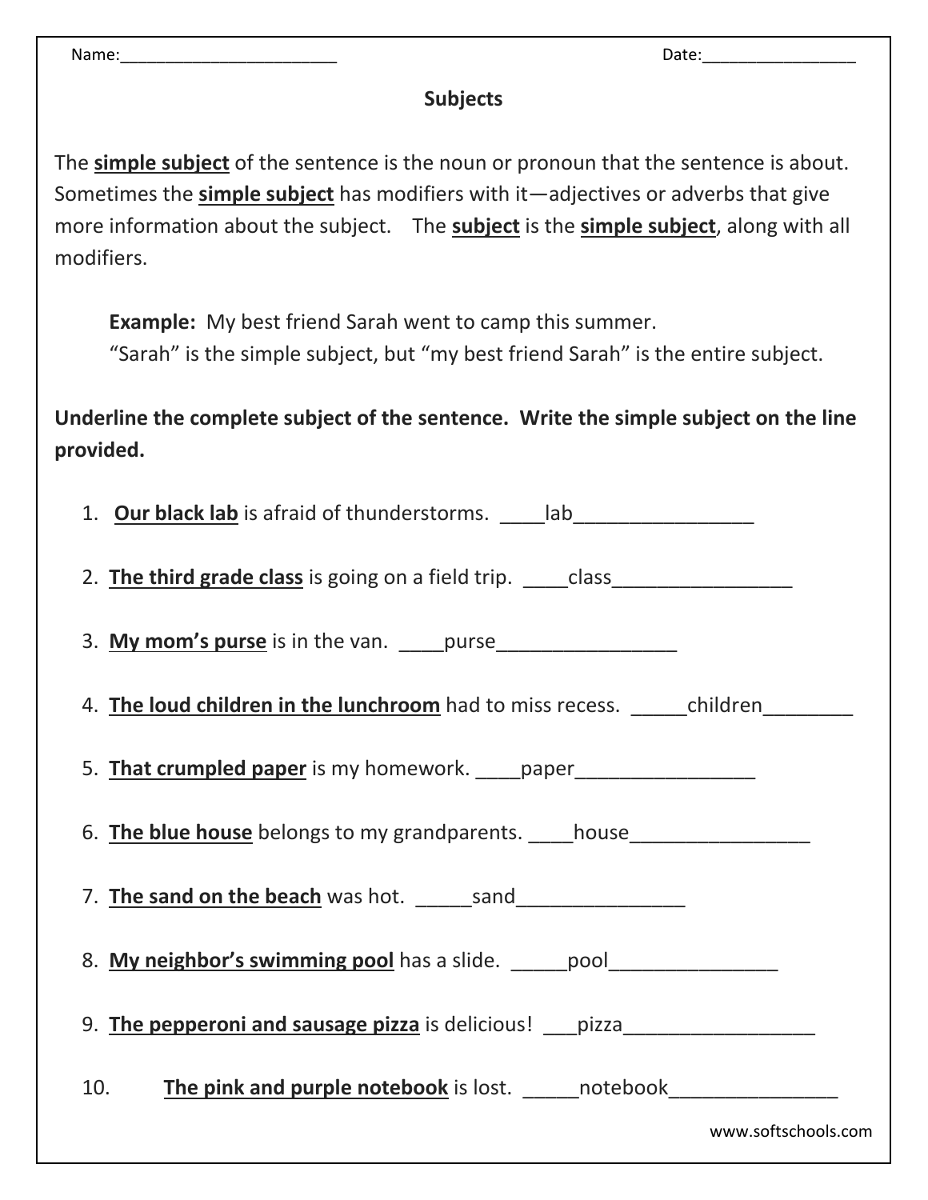Name:________________________ Date:_________________

## Subjects

The **simple subject** of the sentence is the noun or pronoun that the sentence is about. Sometimes the **simple subject** has modifiers with it—adjectives or adverbs that give more information about the subject. The **subject** is the **simple subject**, along with all modifiers.

> **Example:** My best friend Sarah went to camp this summer.
> "Sarah" is the simple subject, but "my best friend Sarah" is the entire subject.

**Underline the complete subject of the sentence. Write the simple subject on the line provided.**

1. **Our black lab** is afraid of thunderstorms. ____lab________________
2. **The third grade class** is going on a field trip. ____class________________
3. **My mom's purse** is in the van. ____purse________________
4. **The loud children in the lunchroom** had to miss recess. _____children________
5. **That crumpled paper** is my homework. ____paper________________
6. **The blue house** belongs to my grandparents. ____house________________
7. **The sand on the beach** was hot. _____sand_______________
8. **My neighbor's swimming pool** has a slide. _____pool_______________
9. **The pepperoni and sausage pizza** is delicious! ___pizza_________________
10. **The pink and purple notebook** is lost. _____notebook_______________

www.softschools.com